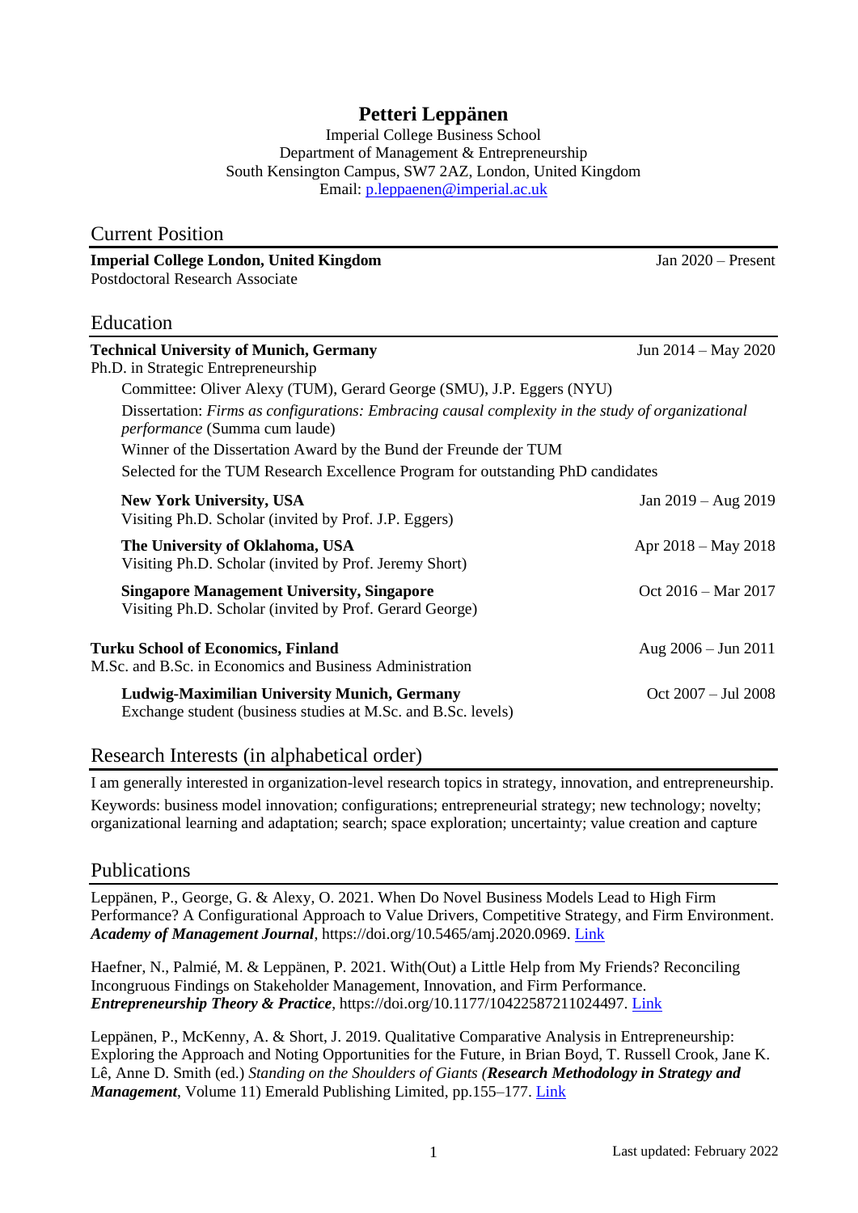# Petteri Leppänen

Imperial College Business School
Department of Management & Entrepreneurship
South Kensington Campus, SW7 2AZ, London, United Kingdom
Email: [p.leppaenen@imperial.ac.uk](mailto:p.leppaenen@imperial.ac.uk)

## Current Position

**Imperial College London, United Kingdom** — Jan 2020 – Present
Postdoctoral Research Associate

## Education

**Technical University of Munich, Germany** — Jun 2014 – May 2020
Ph.D. in Strategic Entrepreneurship

- Committee: Oliver Alexy (TUM), Gerard George (SMU), J.P. Eggers (NYU)
- Dissertation: *Firms as configurations: Embracing causal complexity in the study of organizational performance* (Summa cum laude)
- Winner of the Dissertation Award by the Bund der Freunde der TUM
- Selected for the TUM Research Excellence Program for outstanding PhD candidates

**New York University, USA** — Jan 2019 – Aug 2019
Visiting Ph.D. Scholar (invited by Prof. J.P. Eggers)

**The University of Oklahoma, USA** — Apr 2018 – May 2018
Visiting Ph.D. Scholar (invited by Prof. Jeremy Short)

**Singapore Management University, Singapore** — Oct 2016 – Mar 2017
Visiting Ph.D. Scholar (invited by Prof. Gerard George)

**Turku School of Economics, Finland** — Aug 2006 – Jun 2011
M.Sc. and B.Sc. in Economics and Business Administration

**Ludwig-Maximilian University Munich, Germany** — Oct 2007 – Jul 2008
Exchange student (business studies at M.Sc. and B.Sc. levels)

## Research Interests (in alphabetical order)

I am generally interested in organization-level research topics in strategy, innovation, and entrepreneurship.

Keywords: business model innovation; configurations; entrepreneurial strategy; new technology; novelty; organizational learning and adaptation; search; space exploration; uncertainty; value creation and capture

## Publications

Leppänen, P., George, G. & Alexy, O. 2021. When Do Novel Business Models Lead to High Firm Performance? A Configurational Approach to Value Drivers, Competitive Strategy, and Firm Environment. ***Academy of Management Journal***, https://doi.org/10.5465/amj.2020.0969. Link

Haefner, N., Palmié, M. & Leppänen, P. 2021. With(Out) a Little Help from My Friends? Reconciling Incongruous Findings on Stakeholder Management, Innovation, and Firm Performance. ***Entrepreneurship Theory & Practice***, https://doi.org/10.1177/10422587211024497. Link

Leppänen, P., McKenny, A. & Short, J. 2019. Qualitative Comparative Analysis in Entrepreneurship: Exploring the Approach and Noting Opportunities for the Future, in Brian Boyd, T. Russell Crook, Jane K. Lê, Anne D. Smith (ed.) *Standing on the Shoulders of Giants (**Research Methodology in Strategy and Management**, Volume 11)* Emerald Publishing Limited, pp.155–177. Link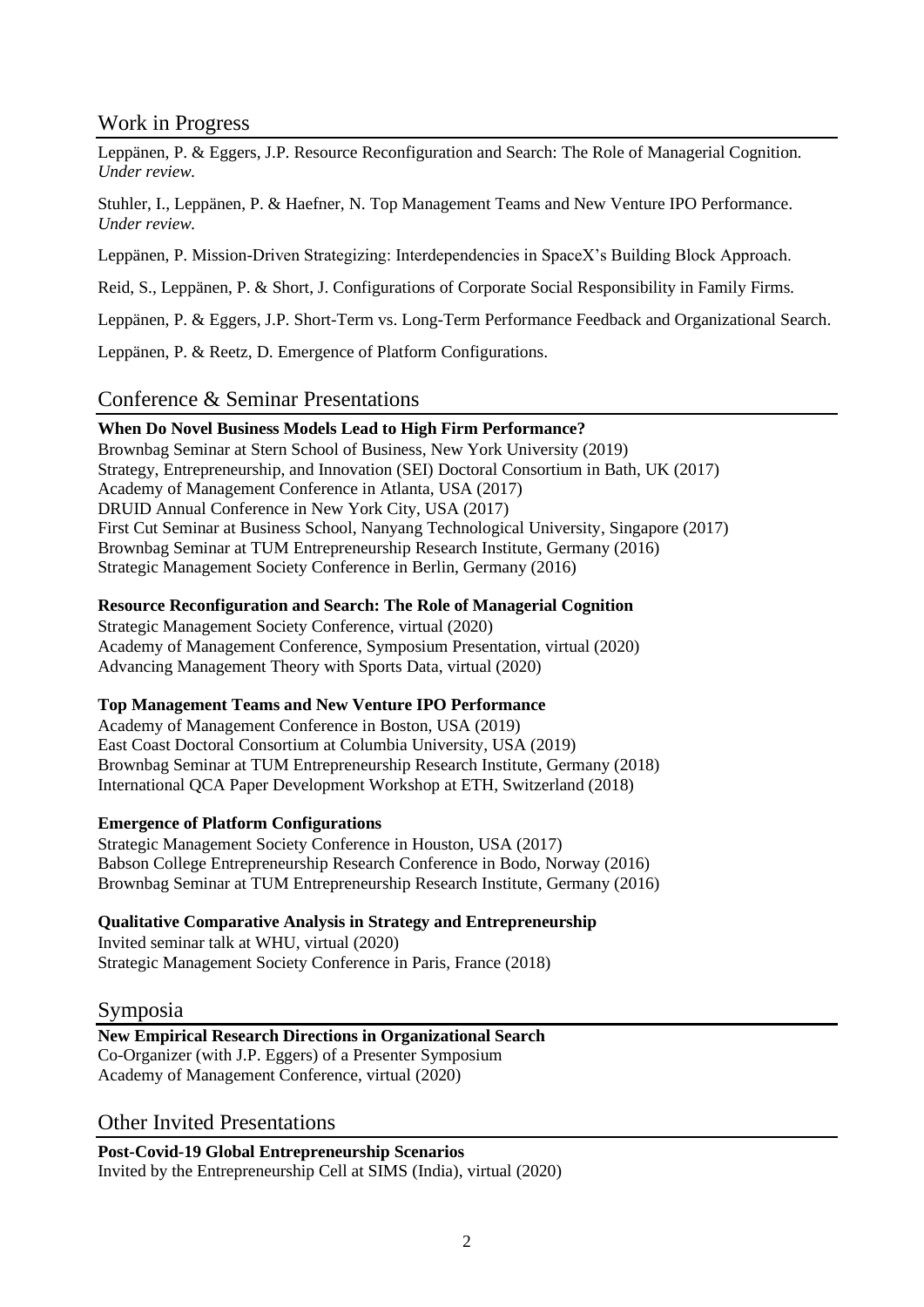## Work in Progress

Leppänen, P. & Eggers, J.P. Resource Reconfiguration and Search: The Role of Managerial Cognition. *Under review.*

Stuhler, I., Leppänen, P. & Haefner, N. Top Management Teams and New Venture IPO Performance. *Under review.*

Leppänen, P. Mission-Driven Strategizing: Interdependencies in SpaceX's Building Block Approach.

Reid, S., Leppänen, P. & Short, J. Configurations of Corporate Social Responsibility in Family Firms.

Leppänen, P. & Eggers, J.P. Short-Term vs. Long-Term Performance Feedback and Organizational Search.

Leppänen, P. & Reetz, D. Emergence of Platform Configurations.

## Conference & Seminar Presentations

**When Do Novel Business Models Lead to High Firm Performance?**
Brownbag Seminar at Stern School of Business, New York University (2019)
Strategy, Entrepreneurship, and Innovation (SEI) Doctoral Consortium in Bath, UK (2017)
Academy of Management Conference in Atlanta, USA (2017)
DRUID Annual Conference in New York City, USA (2017)
First Cut Seminar at Business School, Nanyang Technological University, Singapore (2017)
Brownbag Seminar at TUM Entrepreneurship Research Institute, Germany (2016)
Strategic Management Society Conference in Berlin, Germany (2016)

**Resource Reconfiguration and Search: The Role of Managerial Cognition**
Strategic Management Society Conference, virtual (2020)
Academy of Management Conference, Symposium Presentation, virtual (2020)
Advancing Management Theory with Sports Data, virtual (2020)

**Top Management Teams and New Venture IPO Performance**
Academy of Management Conference in Boston, USA (2019)
East Coast Doctoral Consortium at Columbia University, USA (2019)
Brownbag Seminar at TUM Entrepreneurship Research Institute, Germany (2018)
International QCA Paper Development Workshop at ETH, Switzerland (2018)

**Emergence of Platform Configurations**
Strategic Management Society Conference in Houston, USA (2017)
Babson College Entrepreneurship Research Conference in Bodo, Norway (2016)
Brownbag Seminar at TUM Entrepreneurship Research Institute, Germany (2016)

**Qualitative Comparative Analysis in Strategy and Entrepreneurship**
Invited seminar talk at WHU, virtual (2020)
Strategic Management Society Conference in Paris, France (2018)

## Symposia

**New Empirical Research Directions in Organizational Search**
Co-Organizer (with J.P. Eggers) of a Presenter Symposium
Academy of Management Conference, virtual (2020)

## Other Invited Presentations

**Post-Covid-19 Global Entrepreneurship Scenarios**
Invited by the Entrepreneurship Cell at SIMS (India), virtual (2020)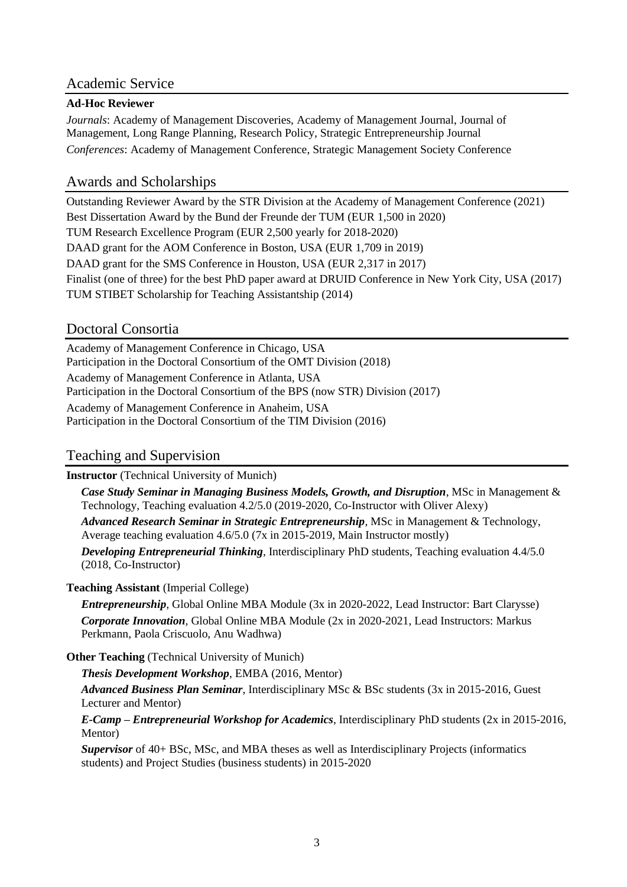## Academic Service

**Ad-Hoc Reviewer**

*Journals*: Academy of Management Discoveries, Academy of Management Journal, Journal of Management, Long Range Planning, Research Policy, Strategic Entrepreneurship Journal

*Conferences*: Academy of Management Conference, Strategic Management Society Conference

## Awards and Scholarships

Outstanding Reviewer Award by the STR Division at the Academy of Management Conference (2021)
Best Dissertation Award by the Bund der Freunde der TUM (EUR 1,500 in 2020)
TUM Research Excellence Program (EUR 2,500 yearly for 2018-2020)
DAAD grant for the AOM Conference in Boston, USA (EUR 1,709 in 2019)
DAAD grant for the SMS Conference in Houston, USA (EUR 2,317 in 2017)
Finalist (one of three) for the best PhD paper award at DRUID Conference in New York City, USA (2017)
TUM STIBET Scholarship for Teaching Assistantship (2014)

## Doctoral Consortia

Academy of Management Conference in Chicago, USA
Participation in the Doctoral Consortium of the OMT Division (2018)

Academy of Management Conference in Atlanta, USA
Participation in the Doctoral Consortium of the BPS (now STR) Division (2017)

Academy of Management Conference in Anaheim, USA
Participation in the Doctoral Consortium of the TIM Division (2016)

## Teaching and Supervision

**Instructor** (Technical University of Munich)

***Case Study Seminar in Managing Business Models, Growth, and Disruption***, MSc in Management & Technology, Teaching evaluation 4.2/5.0 (2019-2020, Co-Instructor with Oliver Alexy)

***Advanced Research Seminar in Strategic Entrepreneurship***, MSc in Management & Technology, Average teaching evaluation 4.6/5.0 (7x in 2015-2019, Main Instructor mostly)

***Developing Entrepreneurial Thinking***, Interdisciplinary PhD students, Teaching evaluation 4.4/5.0 (2018, Co-Instructor)

**Teaching Assistant** (Imperial College)

***Entrepreneurship***, Global Online MBA Module (3x in 2020-2022, Lead Instructor: Bart Clarysse)

***Corporate Innovation***, Global Online MBA Module (2x in 2020-2021, Lead Instructors: Markus Perkmann, Paola Criscuolo, Anu Wadhwa)

**Other Teaching** (Technical University of Munich)

***Thesis Development Workshop***, EMBA (2016, Mentor)

***Advanced Business Plan Seminar***, Interdisciplinary MSc & BSc students (3x in 2015-2016, Guest Lecturer and Mentor)

***E-Camp – Entrepreneurial Workshop for Academics***, Interdisciplinary PhD students (2x in 2015-2016, Mentor)

***Supervisor*** of 40+ BSc, MSc, and MBA theses as well as Interdisciplinary Projects (informatics students) and Project Studies (business students) in 2015-2020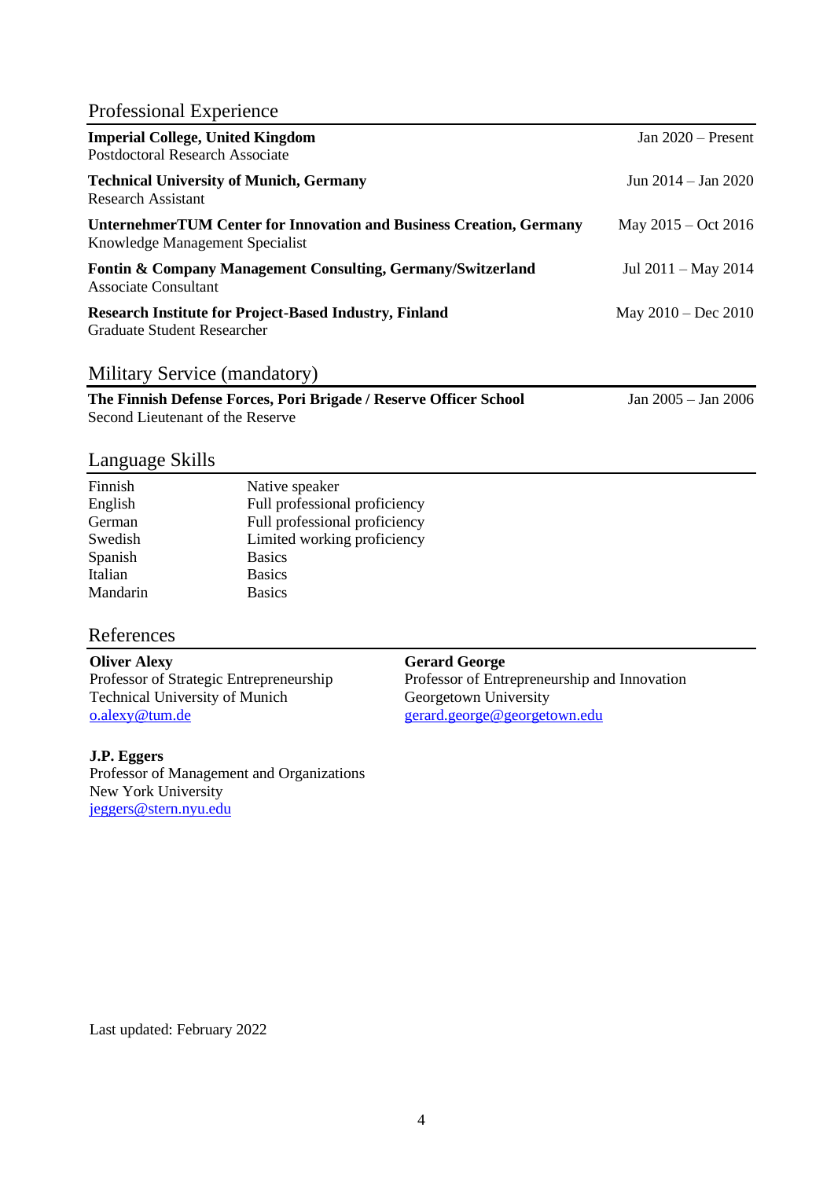## Professional Experience

**Imperial College, United Kingdom** Jan 2020 – Present
Postdoctoral Research Associate

**Technical University of Munich, Germany** Jun 2014 – Jan 2020
Research Assistant

**UnternehmerTUM Center for Innovation and Business Creation, Germany** May 2015 – Oct 2016
Knowledge Management Specialist

**Fontin & Company Management Consulting, Germany/Switzerland** Jul 2011 – May 2014
Associate Consultant

**Research Institute for Project-Based Industry, Finland** May 2010 – Dec 2010
Graduate Student Researcher

## Military Service (mandatory)

**The Finnish Defense Forces, Pori Brigade / Reserve Officer School** Jan 2005 – Jan 2006
Second Lieutenant of the Reserve

## Language Skills

| | |
|---|---|
| Finnish | Native speaker |
| English | Full professional proficiency |
| German | Full professional proficiency |
| Swedish | Limited working proficiency |
| Spanish | Basics |
| Italian | Basics |
| Mandarin | Basics |

## References

**Oliver Alexy**
Professor of Strategic Entrepreneurship
Technical University of Munich
o.alexy@tum.de

**Gerard George**
Professor of Entrepreneurship and Innovation
Georgetown University
gerard.george@georgetown.edu

**J.P. Eggers**
Professor of Management and Organizations
New York University
jeggers@stern.nyu.edu

Last updated: February 2022